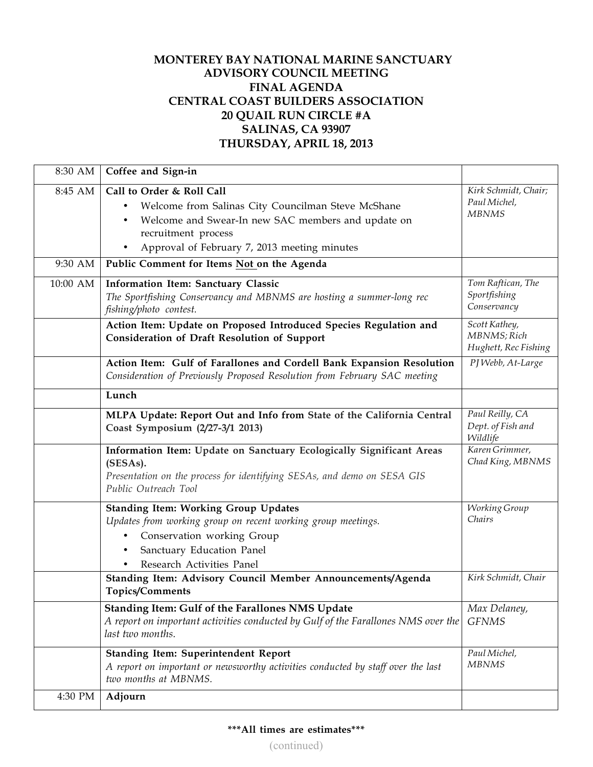# MONTEREY BAY NATIONAL MARINE SANCTUARY
# ADVISORY COUNCIL MEETING
# FINAL AGENDA
# CENTRAL COAST BUILDERS ASSOCIATION
# 20 QUAIL RUN CIRCLE #A
# SALINAS, CA 93907
# THURSDAY, APRIL 18, 2013

| | | |
|---|---|---|
| 8:30 AM | **Coffee and Sign-in** | |
| 8:45 AM | **Call to Order & Roll Call**<br>• Welcome from Salinas City Councilman Steve McShane<br>• Welcome and Swear-In new SAC members and update on recruitment process<br>• Approval of February 7, 2013 meeting minutes | *Kirk Schmidt, Chair; Paul Michel, MBNMS* |
| 9:30 AM | **Public Comment for Items <u>Not</u> on the Agenda** | |
| 10:00 AM | **Information Item: Sanctuary Classic**<br>*The Sportfishing Conservancy and MBNMS are hosting a summer-long rec fishing/photo contest.* | *Tom Raftican, The Sportfishing Conservancy* |
| | **Action Item: Update on Proposed Introduced Species Regulation and Consideration of Draft Resolution of Support** | *Scott Kathey, MBNMS; Rich Hughett, Rec Fishing* |
| | **Action Item: Gulf of Farallones and Cordell Bank Expansion Resolution**<br>*Consideration of Previously Proposed Resolution from February SAC meeting* | *PJ Webb, At-Large* |
| | **Lunch** | |
| | **MLPA Update: Report Out and Info from State of the California Central Coast Symposium (2/27-3/1 2013)** | *Paul Reilly, CA Dept. of Fish and Wildlife* |
| | **Information Item: Update on Sanctuary Ecologically Significant Areas (SESAs).**<br>*Presentation on the process for identifying SESAs, and demo on SESA GIS Public Outreach Tool* | *Karen Grimmer, Chad King, MBNMS* |
| | **Standing Item: Working Group Updates**<br>*Updates from working group on recent working group meetings.*<br>• Conservation working Group<br>• Sanctuary Education Panel<br>• Research Activities Panel | *Working Group Chairs* |
| | **Standing Item: Advisory Council Member Announcements/Agenda Topics/Comments** | *Kirk Schmidt, Chair* |
| | **Standing Item: Gulf of the Farallones NMS Update**<br>*A report on important activities conducted by Gulf of the Farallones NMS over the last two months.* | *Max Delaney, GFNMS* |
| | **Standing Item: Superintendent Report**<br>*A report on important or newsworthy activities conducted by staff over the last two months at MBNMS.* | *Paul Michel, MBNMS* |
| 4:30 PM | **Adjourn** | |

**\*\*\*All times are estimates\*\*\***

(continued)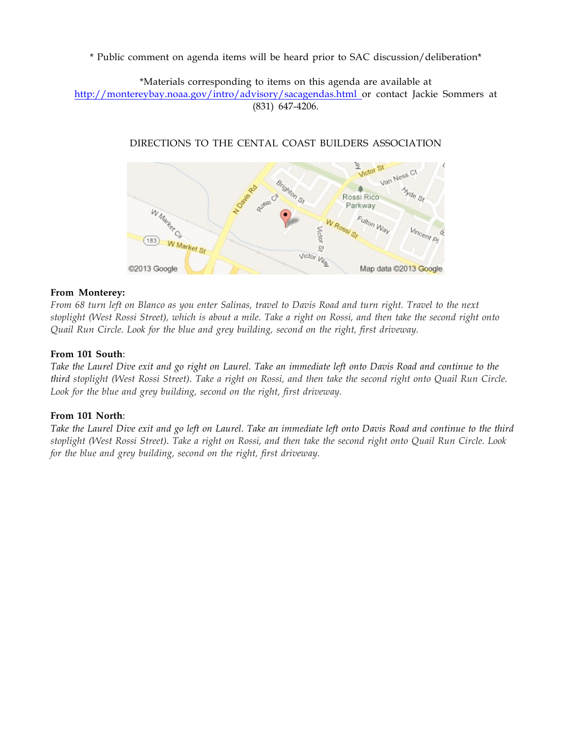\* Public comment on agenda items will be heard prior to SAC discussion/deliberation\*

\*Materials corresponding to items on this agenda are available at http://montereybay.noaa.gov/intro/advisory/sacagendas.html or contact Jackie Sommers at (831) 647-4206.

DIRECTIONS TO THE CENTAL COAST BUILDERS ASSOCIATION

Victor St
Van Ness Ct
Hyde St
Brighton St
N Davis Rd
Rossi Cir
Rossi Rico Parkway
W Market Cir
W Rossi St
Fulton Way
Vincent Pl
183
W Market St
Victor St
Victor Way
©2013 Google
Map data ©2013 Google

**From Monterey:**
*From 68 turn left on Blanco as you enter Salinas, travel to Davis Road and turn right. Travel to the next stoplight (West Rossi Street), which is about a mile. Take a right on Rossi, and then take the second right onto Quail Run Circle. Look for the blue and grey building, second on the right, first driveway.*

**From 101 South**:
*Take the Laurel Dive exit and go right on Laurel. Take an immediate left onto Davis Road and continue to the* ***third*** *stoplight (West Rossi Street). Take a right on Rossi, and then take the second right onto Quail Run Circle. Look for the blue and grey building, second on the right, first driveway.*

**From 101 North**:
*Take the Laurel Dive exit and go left on Laurel. Take an immediate left onto Davis Road and continue to the third stoplight (West Rossi Street). Take a right on Rossi, and then take the second right onto Quail Run Circle. Look for the blue and grey building, second on the right, first driveway.*